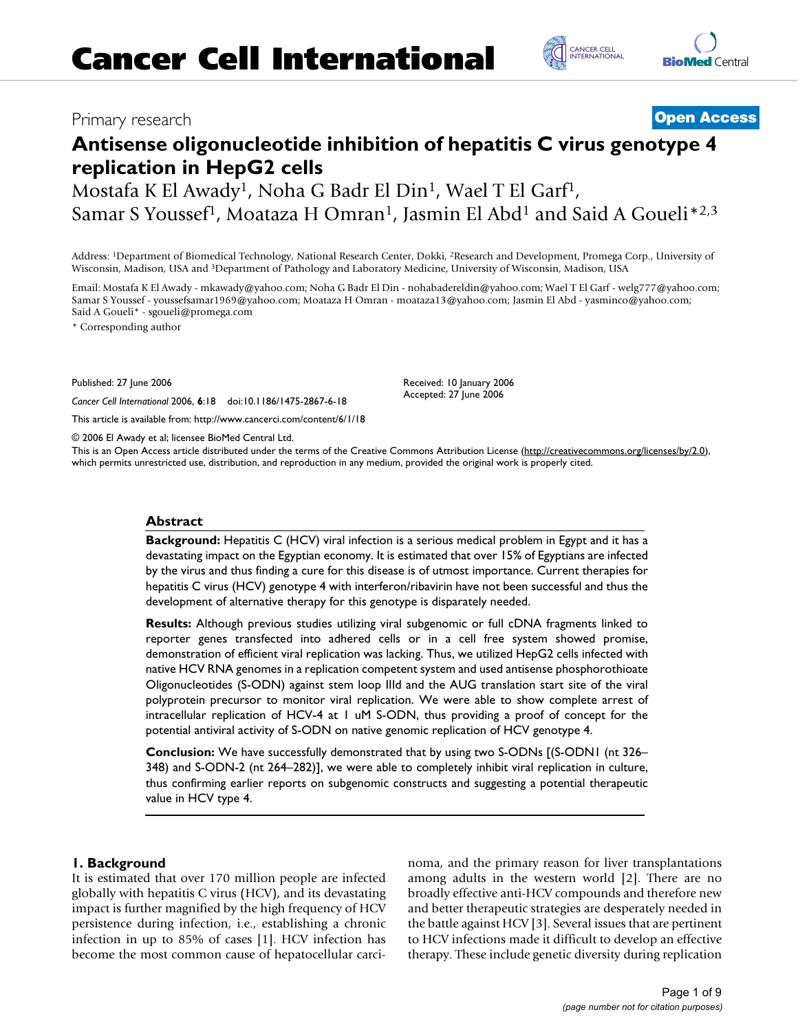Primary research

**Open Access**

# Antisense oligonucleotide inhibition of hepatitis C virus genotype 4 replication in HepG2 cells

Mostafa K El Awady[1], Noha G Badr El Din[1], Wael T El Garf[1], Samar S Youssef[1], Moataza H Omran[1], Jasmin El Abd[1] and Said A Goueli*[2,3]

Address: [1]Department of Biomedical Technology, National Research Center, Dokki, [2]Research and Development, Promega Corp., University of Wisconsin, Madison, USA and [3]Department of Pathology and Laboratory Medicine, University of Wisconsin, Madison, USA

Email: Mostafa K El Awady - mkawady@yahoo.com; Noha G Badr El Din - nohabadereldin@yahoo.com; Wael T El Garf - welg777@yahoo.com; Samar S Youssef - youssefsamar1969@yahoo.com; Moataza H Omran - moataza13@yahoo.com; Jasmin El Abd - yasminco@yahoo.com; Said A Goueli* - sgoueli@promega.com

\* Corresponding author

Published: 27 June 2006

*Cancer Cell International* 2006, **6**:18 doi:10.1186/1475-2867-6-18

Received: 10 January 2006
Accepted: 27 June 2006

This article is available from: http://www.cancerci.com/content/6/1/18

© 2006 El Awady et al; licensee BioMed Central Ltd.

This is an Open Access article distributed under the terms of the Creative Commons Attribution License (http://creativecommons.org/licenses/by/2.0), which permits unrestricted use, distribution, and reproduction in any medium, provided the original work is properly cited.

## Abstract

**Background:** Hepatitis C (HCV) viral infection is a serious medical problem in Egypt and it has a devastating impact on the Egyptian economy. It is estimated that over 15% of Egyptians are infected by the virus and thus finding a cure for this disease is of utmost importance. Current therapies for hepatitis C virus (HCV) genotype 4 with interferon/ribavirin have not been successful and thus the development of alternative therapy for this genotype is disparately needed.

**Results:** Although previous studies utilizing viral subgenomic or full cDNA fragments linked to reporter genes transfected into adhered cells or in a cell free system showed promise, demonstration of efficient viral replication was lacking. Thus, we utilized HepG2 cells infected with native HCV RNA genomes in a replication competent system and used antisense phosphorothioate Oligonucleotides (S-ODN) against stem loop IIId and the AUG translation start site of the viral polyprotein precursor to monitor viral replication. We were able to show complete arrest of intracellular replication of HCV-4 at 1 uM S-ODN, thus providing a proof of concept for the potential antiviral activity of S-ODN on native genomic replication of HCV genotype 4.

**Conclusion:** We have successfully demonstrated that by using two S-ODNs [(S-ODN1 (nt 326–348) and S-ODN-2 (nt 264–282)], we were able to completely inhibit viral replication in culture, thus confirming earlier reports on subgenomic constructs and suggesting a potential therapeutic value in HCV type 4.

## 1. Background

It is estimated that over 170 million people are infected globally with hepatitis C virus (HCV), and its devastating impact is further magnified by the high frequency of HCV persistence during infection, i.e., establishing a chronic infection in up to 85% of cases [1]. HCV infection has become the most common cause of hepatocellular carcinoma, and the primary reason for liver transplantations among adults in the western world [2]. There are no broadly effective anti-HCV compounds and therefore new and better therapeutic strategies are desperately needed in the battle against HCV [3]. Several issues that are pertinent to HCV infections made it difficult to develop an effective therapy. These include genetic diversity during replication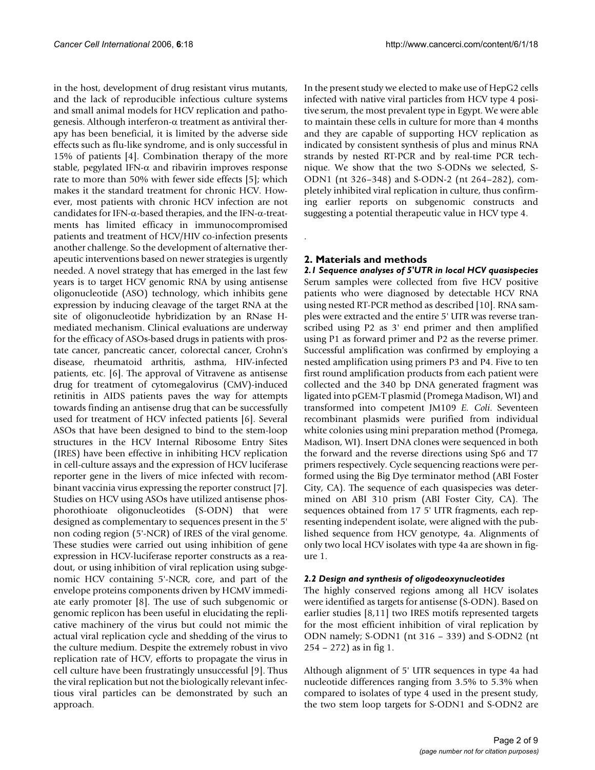in the host, development of drug resistant virus mutants, and the lack of reproducible infectious culture systems and small animal models for HCV replication and pathogenesis. Although interferon-α treatment as antiviral therapy has been beneficial, it is limited by the adverse side effects such as flu-like syndrome, and is only successful in 15% of patients [4]. Combination therapy of the more stable, pegylated IFN-α and ribavirin improves response rate to more than 50% with fewer side effects [5]; which makes it the standard treatment for chronic HCV. However, most patients with chronic HCV infection are not candidates for IFN-α-based therapies, and the IFN-α-treatments has limited efficacy in immunocompromised patients and treatment of HCV/HIV co-infection presents another challenge. So the development of alternative therapeutic interventions based on newer strategies is urgently needed. A novel strategy that has emerged in the last few years is to target HCV genomic RNA by using antisense oligonucleotide (ASO) technology, which inhibits gene expression by inducing cleavage of the target RNA at the site of oligonucleotide hybridization by an RNase H-mediated mechanism. Clinical evaluations are underway for the efficacy of ASOs-based drugs in patients with prostate cancer, pancreatic cancer, colorectal cancer, Crohn's disease, rheumatoid arthritis, asthma, HIV-infected patients, etc. [6]. The approval of Vitravene as antisense drug for treatment of cytomegalovirus (CMV)-induced retinitis in AIDS patients paves the way for attempts towards finding an antisense drug that can be successfully used for treatment of HCV infected patients [6]. Several ASOs that have been designed to bind to the stem-loop structures in the HCV Internal Ribosome Entry Sites (IRES) have been effective in inhibiting HCV replication in cell-culture assays and the expression of HCV luciferase reporter gene in the livers of mice infected with recombinant vaccinia virus expressing the reporter construct [7]. Studies on HCV using ASOs have utilized antisense phosphorothioate oligonucleotides (S-ODN) that were designed as complementary to sequences present in the 5' non coding region (5'-NCR) of IRES of the viral genome. These studies were carried out using inhibition of gene expression in HCV-luciferase reporter constructs as a readout, or using inhibition of viral replication using subgenomic HCV containing 5'-NCR, core, and part of the envelope proteins components driven by HCMV immediate early promoter [8]. The use of such subgenomic or genomic replicon has been useful in elucidating the replicative machinery of the virus but could not mimic the actual viral replication cycle and shedding of the virus to the culture medium. Despite the extremely robust in vivo replication rate of HCV, efforts to propagate the virus in cell culture have been frustratingly unsuccessful [9]. Thus the viral replication but not the biologically relevant infectious viral particles can be demonstrated by such an approach.

In the present study we elected to make use of HepG2 cells infected with native viral particles from HCV type 4 positive serum, the most prevalent type in Egypt. We were able to maintain these cells in culture for more than 4 months and they are capable of supporting HCV replication as indicated by consistent synthesis of plus and minus RNA strands by nested RT-PCR and by real-time PCR technique. We show that the two S-ODNs we selected, S-ODN1 (nt 326–348) and S-ODN-2 (nt 264–282), completely inhibited viral replication in culture, thus confirming earlier reports on subgenomic constructs and suggesting a potential therapeutic value in HCV type 4.

## 2. Materials and methods

### *2.1 Sequence analyses of 5'UTR in local HCV quasispecies*

Serum samples were collected from five HCV positive patients who were diagnosed by detectable HCV RNA using nested RT-PCR method as described [10]. RNA samples were extracted and the entire 5' UTR was reverse transcribed using P2 as 3' end primer and then amplified using P1 as forward primer and P2 as the reverse primer. Successful amplification was confirmed by employing a nested amplification using primers P3 and P4. Five to ten first round amplification products from each patient were collected and the 340 bp DNA generated fragment was ligated into pGEM-T plasmid (Promega Madison, WI) and transformed into competent JM109 *E. Coli*. Seventeen recombinant plasmids were purified from individual white colonies using mini preparation method (Promega, Madison, WI). Insert DNA clones were sequenced in both the forward and the reverse directions using Sp6 and T7 primers respectively. Cycle sequencing reactions were performed using the Big Dye terminator method (ABI Foster City, CA). The sequence of each quasispecies was determined on ABI 310 prism (ABI Foster City, CA). The sequences obtained from 17 5' UTR fragments, each representing independent isolate, were aligned with the published sequence from HCV genotype, 4a. Alignments of only two local HCV isolates with type 4a are shown in figure 1.

### *2.2 Design and synthesis of oligodeoxynucleotides*

The highly conserved regions among all HCV isolates were identified as targets for antisense (S-ODN). Based on earlier studies [8,11] two IRES motifs represented targets for the most efficient inhibition of viral replication by ODN namely; S-ODN1 (nt 316 – 339) and S-ODN2 (nt 254 – 272) as in fig 1.

Although alignment of 5' UTR sequences in type 4a had nucleotide differences ranging from 3.5% to 5.3% when compared to isolates of type 4 used in the present study, the two stem loop targets for S-ODN1 and S-ODN2 are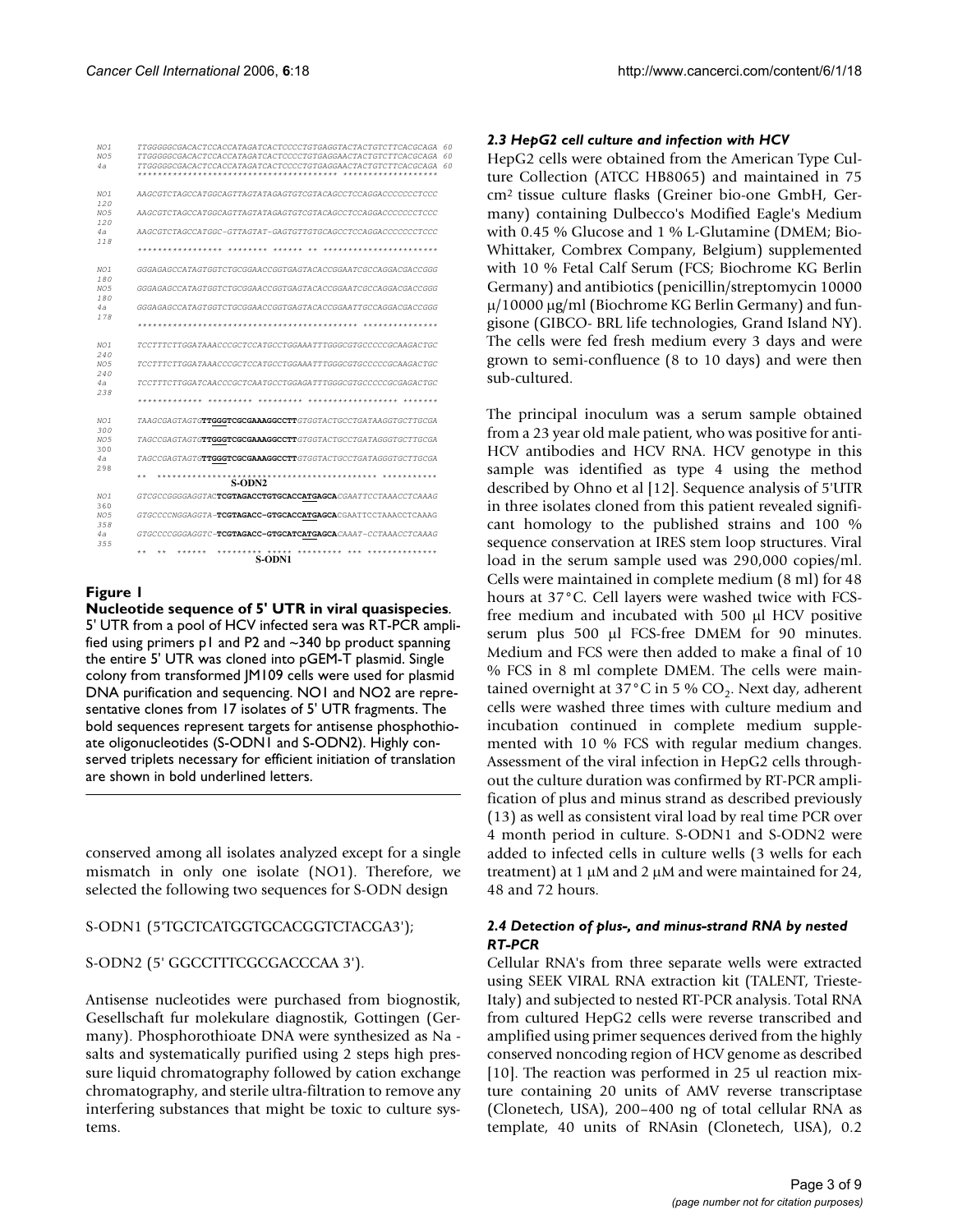```
NO1   TTGGGGGCGACACTCCACCATAGATCACTCCCCTGTGAGGTACTACTGTCTTCACGCAGA 60
NO5   TTGGGGGCGACACTCCACCATAGATCACTCCCCTGTGAGGAACTACTGTCTTCACGCAGA 60
4a    TTGGGGGCGACACTCCACCATAGATCACTCCCCTGTGAGGAACTACTGTCTTCACGCAGA 60
      **************************************** *******************

NO1   AAGCGTCTAGCCATGGCAGTTAGTATAGAGTGTCGTACAGCCTCCAGGACCCCCCCTCCC
120
NO5   AAGCGTCTAGCCATGGCAGTTAGTATAGAGTGTCGTACAGCCTCCAGGACCCCCCCTCCC
120
4a    AAGCGTCTAGCCATGGC-GTTAGTAT-GAGTGTTGTGCAGCCTCCAGGACCCCCCCTCCC
118
      **************** ******** ****** ** **********************

NO1   GGGAGAGCCATAGTGGTCTGCGGAACCGGTGAGTACACCGGAATCGCCAGGACGACCGGG
180
NO5   GGGAGAGCCATAGTGGTCTGCGGAACCGGTGAGTACACCGGAATCGCCAGGACGACCGGG
180
4a    GGGAGAGCCATAGTGGTCTGCGGAACCGGTGAGTACACCGGAATTGCCAGGACGACCGGG
178
      ******************************************** **************

NO1   TCCTTTCTTGGATAAACCCGCTCCATGCCTGGAAATTTGGGCGTGCCCCCGCAAGACTGC
240
NO5   TCCTTTCTTGGATAAACCCGCTCCATGCCTGGAAATTTGGGCGTGCCCCCGCAAGACTGC
240
4a    TCCTTTCTTGGATCAACCCGCTCAATGCCTGGAGATTTGGGCGTGCCCCCGCGAGACTGC
238
      ************* ********* ********* ****************** *******

NO1   TAAGCGAGTAGTGTTGGGTCGCGAAAGGCCTTGTGGTACTGCCTGATAAGGTGCTTGCGA
300
NO5   TAGCCGAGTAGTGTTGGGTCGCGAAAGGCCTTGTGGTACTGCCTGATAGGGTGCTTGCGA
300
4a    TAGCCGAGTAGTGTTGGGTCGCGAAAGGCCTTGTGGTACTGCCTGATAGGGTGCTTGCGA
298
      ** ********************************************* **********
                              S-ODN2

NO1   GTCGCCGGGGAGGTACTCGTAGACCTGTGCACCATGAGCACGAATTCCTAAACCTCAAAG
360
NO5   GTGCCCCNGGAGGTA-TCGTAGACC-GTGCACCATGAGCACGAATTCCTAAACCTCAAAG
358
4a    GTGCCCCGGGAGGTC-TCGTAGACC-GTGCATCATGAGCACAAAT-CCTAAACCTCAAAG
355
      **   **  ******   ********* *****  ********* *** ************
                              S-ODN1
```

## Figure 1

**Nucleotide sequence of 5' UTR in viral quasispecies**. 5' UTR from a pool of HCV infected sera was RT-PCR amplified using primers p1 and P2 and ~340 bp product spanning the entire 5' UTR was cloned into pGEM-T plasmid. Single colony from transformed JM109 cells were used for plasmid DNA purification and sequencing. NO1 and NO2 are representative clones from 17 isolates of 5' UTR fragments. The bold sequences represent targets for antisense phosphothioate oligonucleotides (S-ODN1 and S-ODN2). Highly conserved triplets necessary for efficient initiation of translation are shown in bold underlined letters.

conserved among all isolates analyzed except for a single mismatch in only one isolate (NO1). Therefore, we selected the following two sequences for S-ODN design

S-ODN1 (5'TGCTCATGGTGCACGGTCTACGA3');

S-ODN2 (5' GGCCTTTCGCGACCCAA 3').

Antisense nucleotides were purchased from biognostik, Gesellschaft fur molekulare diagnostik, Gottingen (Germany). Phosphorothioate DNA were synthesized as Na - salts and systematically purified using 2 steps high pressure liquid chromatography followed by cation exchange chromatography, and sterile ultra-filtration to remove any interfering substances that might be toxic to culture systems.

### *2.3 HepG2 cell culture and infection with HCV*

HepG2 cells were obtained from the American Type Culture Collection (ATCC HB8065) and maintained in 75 cm² tissue culture flasks (Greiner bio-one GmbH, Germany) containing Dulbecco's Modified Eagle's Medium with 0.45 % Glucose and 1 % L-Glutamine (DMEM; Bio-Whittaker, Combrex Company, Belgium) supplemented with 10 % Fetal Calf Serum (FCS; Biochrome KG Berlin Germany) and antibiotics (penicillin/streptomycin 10000 μ/10000 μg/ml (Biochrome KG Berlin Germany) and fungisone (GIBCO- BRL life technologies, Grand Island NY). The cells were fed fresh medium every 3 days and were grown to semi-confluence (8 to 10 days) and were then sub-cultured.

The principal inoculum was a serum sample obtained from a 23 year old male patient, who was positive for anti-HCV antibodies and HCV RNA. HCV genotype in this sample was identified as type 4 using the method described by Ohno et al [12]. Sequence analysis of 5'UTR in three isolates cloned from this patient revealed significant homology to the published strains and 100 % sequence conservation at IRES stem loop structures. Viral load in the serum sample used was 290,000 copies/ml. Cells were maintained in complete medium (8 ml) for 48 hours at 37°C. Cell layers were washed twice with FCS-free medium and incubated with 500 μl HCV positive serum plus 500 μl FCS-free DMEM for 90 minutes. Medium and FCS were then added to make a final of 10 % FCS in 8 ml complete DMEM. The cells were maintained overnight at 37°C in 5 % $CO_2$. Next day, adherent cells were washed three times with culture medium and incubation continued in complete medium supplemented with 10 % FCS with regular medium changes. Assessment of the viral infection in HepG2 cells throughout the culture duration was confirmed by RT-PCR amplification of plus and minus strand as described previously (13) as well as consistent viral load by real time PCR over 4 month period in culture. S-ODN1 and S-ODN2 were added to infected cells in culture wells (3 wells for each treatment) at 1 μM and 2 μM and were maintained for 24, 48 and 72 hours.

### *2.4 Detection of plus-, and minus-strand RNA by nested RT-PCR*

Cellular RNA's from three separate wells were extracted using SEEK VIRAL RNA extraction kit (TALENT, Trieste-Italy) and subjected to nested RT-PCR analysis. Total RNA from cultured HepG2 cells were reverse transcribed and amplified using primer sequences derived from the highly conserved noncoding region of HCV genome as described [10]. The reaction was performed in 25 ul reaction mixture containing 20 units of AMV reverse transcriptase (Clonetech, USA), 200–400 ng of total cellular RNA as template, 40 units of RNAsin (Clonetech, USA), 0.2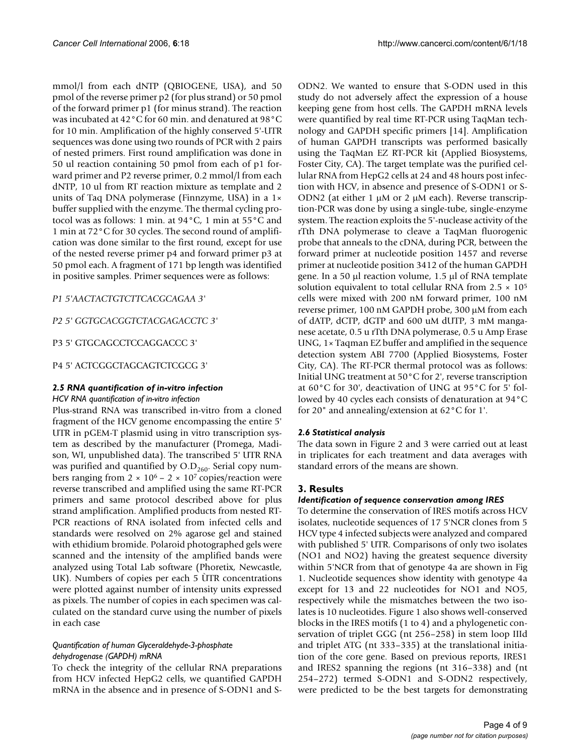mmol/l from each dNTP (QBIOGENE, USA), and 50 pmol of the reverse primer p2 (for plus strand) or 50 pmol of the forward primer p1 (for minus strand). The reaction was incubated at 42°C for 60 min. and denatured at 98°C for 10 min. Amplification of the highly conserved 5'-UTR sequences was done using two rounds of PCR with 2 pairs of nested primers. First round amplification was done in 50 ul reaction containing 50 pmol from each of p1 forward primer and P2 reverse primer, 0.2 mmol/l from each dNTP, 10 ul from RT reaction mixture as template and 2 units of Taq DNA polymerase (Finnzyme, USA) in a 1× buffer supplied with the enzyme. The thermal cycling protocol was as follows: 1 min. at 94°C, 1 min at 55°C and 1 min at 72°C for 30 cycles. The second round of amplification was done similar to the first round, except for use of the nested reverse primer p4 and forward primer p3 at 50 pmol each. A fragment of 171 bp length was identified in positive samples. Primer sequences were as follows:

*P1 5'AACTACTGTCTTCACGCAGAA 3'*

*P2 5' GGTGCACGGTCTACGAGACCTC 3'*

P3 5' GTGCAGCCTCCAGGACCC 3'

P4 5' ACTCGGCTAGCAGTCTCGCG 3'

### *2.5 RNA quantification of in-vitro infection*

#### *HCV RNA quantification of in-vitro infection*

Plus-strand RNA was transcribed in-vitro from a cloned fragment of the HCV genome encompassing the entire 5' UTR in pGEM-T plasmid using in vitro transcription system as described by the manufacturer (Promega, Madison, WI, unpublished data). The transcribed 5' UTR RNA was purified and quantified by $O.D_{260}$. Serial copy numbers ranging from $2 \times 10^6 - 2 \times 10^7$ copies/reaction were reverse transcribed and amplified using the same RT-PCR primers and same protocol described above for plus strand amplification. Amplified products from nested RT-PCR reactions of RNA isolated from infected cells and standards were resolved on 2% agarose gel and stained with ethidium bromide. Polaroid photographed gels were scanned and the intensity of the amplified bands were analyzed using Total Lab software (Phoretix, Newcastle, UK). Numbers of copies per each 5 ÚTR concentrations were plotted against number of intensity units expressed as pixels. The number of copies in each specimen was calculated on the standard curve using the number of pixels in each case

#### *Quantification of human Glyceraldehyde-3-phosphate dehydrogenase (GAPDH) mRNA*

To check the integrity of the cellular RNA preparations from HCV infected HepG2 cells, we quantified GAPDH mRNA in the absence and in presence of S-ODN1 and S-ODN2. We wanted to ensure that S-ODN used in this study do not adversely affect the expression of a house keeping gene from host cells. The GAPDH mRNA levels were quantified by real time RT-PCR using TaqMan technology and GAPDH specific primers [14]. Amplification of human GAPDH transcripts was performed basically using the TaqMan EZ RT-PCR kit (Applied Biosystems, Foster City, CA). The target template was the purified cellular RNA from HepG2 cells at 24 and 48 hours post infection with HCV, in absence and presence of S-ODN1 or S-ODN2 (at either 1 μM or 2 μM each). Reverse transcription-PCR was done by using a single-tube, single-enzyme system. The reaction exploits the 5'-nuclease activity of the rTth DNA polymerase to cleave a TaqMan fluorogenic probe that anneals to the cDNA, during PCR, between the forward primer at nucleotide position 1457 and reverse primer at nucleotide position 3412 of the human GAPDH gene. In a 50 μl reaction volume, 1.5 μl of RNA template solution equivalent to total cellular RNA from $2.5 \times 10^5$ cells were mixed with 200 nM forward primer, 100 nM reverse primer, 100 nM GAPDH probe, 300 μM from each of dATP, dCTP, dGTP and 600 uM dUTP, 3 mM manganese acetate, 0.5 u rTth DNA polymerase, 0.5 u Amp Erase UNG, 1× Taqman EZ buffer and amplified in the sequence detection system ABI 7700 (Applied Biosystems, Foster City, CA). The RT-PCR thermal protocol was as follows: Initial UNG treatment at 50°C for 2', reverse transcription at 60°C for 30', deactivation of UNG at 95°C for 5' followed by 40 cycles each consists of denaturation at 94°C for 20" and annealing/extension at 62°C for 1'.

### *2.6 Statistical analysis*

The data sown in Figure 2 and 3 were carried out at least in triplicates for each treatment and data averages with standard errors of the means are shown.

## 3. Results

### *Identification of sequence conservation among IRES*

To determine the conservation of IRES motifs across HCV isolates, nucleotide sequences of 17 5'NCR clones from 5 HCV type 4 infected subjects were analyzed and compared with published 5' UTR. Comparisons of only two isolates (NO1 and NO2) having the greatest sequence diversity within 5'NCR from that of genotype 4a are shown in Fig 1. Nucleotide sequences show identity with genotype 4a except for 13 and 22 nucleotides for NO1 and NO5, respectively while the mismatches between the two isolates is 10 nucleotides. Figure 1 also shows well-conserved blocks in the IRES motifs (1 to 4) and a phylogenetic conservation of triplet GGG (nt 256–258) in stem loop IIId and triplet ATG (nt 333–335) at the translational initiation of the core gene. Based on previous reports, IRES1 and IRES2 spanning the regions (nt 316–338) and (nt 254–272) termed S-ODN1 and S-ODN2 respectively, were predicted to be the best targets for demonstrating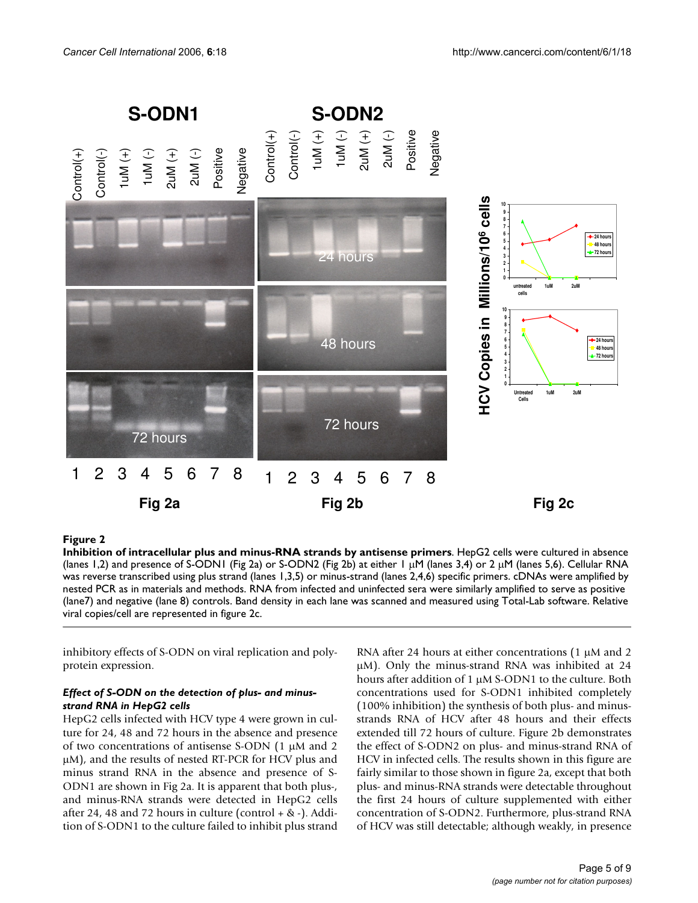**Figure 2**

**Inhibition of intracellular plus and minus-RNA strands by antisense primers**. HepG2 cells were cultured in absence (lanes 1,2) and presence of S-ODN1 (Fig 2a) or S-ODN2 (Fig 2b) at either 1 μM (lanes 3,4) or 2 μM (lanes 5,6). Cellular RNA was reverse transcribed using plus strand (lanes 1,3,5) or minus-strand (lanes 2,4,6) specific primers. cDNAs were amplified by nested PCR as in materials and methods. RNA from infected and uninfected sera were similarly amplified to serve as positive (lane7) and negative (lane 8) controls. Band density in each lane was scanned and measured using Total-Lab software. Relative viral copies/cell are represented in figure 2c.

inhibitory effects of S-ODN on viral replication and polyprotein expression.

### *Effect of S-ODN on the detection of plus- and minus-strand RNA in HepG2 cells*

HepG2 cells infected with HCV type 4 were grown in culture for 24, 48 and 72 hours in the absence and presence of two concentrations of antisense S-ODN (1 μM and 2 μM), and the results of nested RT-PCR for HCV plus and minus strand RNA in the absence and presence of S-ODN1 are shown in Fig 2a. It is apparent that both plus-, and minus-RNA strands were detected in HepG2 cells after 24, 48 and 72 hours in culture (control + & -). Addition of S-ODN1 to the culture failed to inhibit plus strand RNA after 24 hours at either concentrations (1 μM and 2 μM). Only the minus-strand RNA was inhibited at 24 hours after addition of 1 μM S-ODN1 to the culture. Both concentrations used for S-ODN1 inhibited completely (100% inhibition) the synthesis of both plus- and minus-strands RNA of HCV after 48 hours and their effects extended till 72 hours of culture. Figure 2b demonstrates the effect of S-ODN2 on plus- and minus-strand RNA of HCV in infected cells. The results shown in this figure are fairly similar to those shown in figure 2a, except that both plus- and minus-RNA strands were detectable throughout the first 24 hours of culture supplemented with either concentration of S-ODN2. Furthermore, plus-strand RNA of HCV was still detectable; although weakly, in presence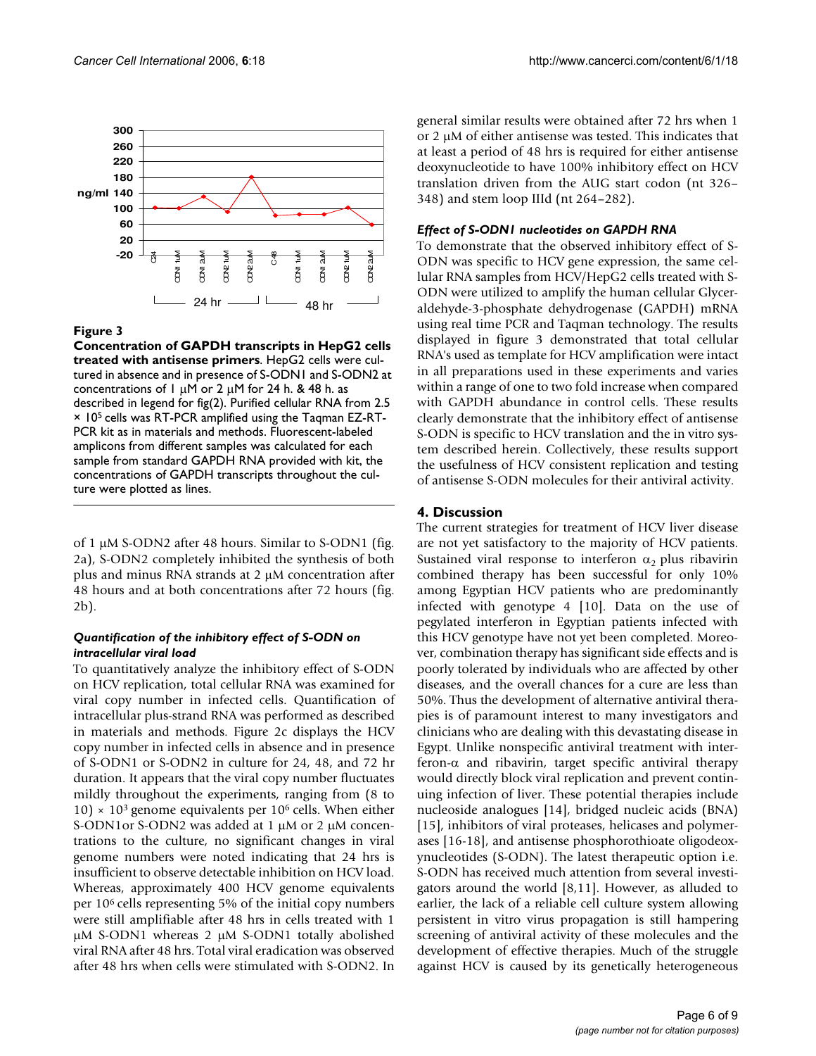**Figure 3**

**Concentration of GAPDH transcripts in HepG2 cells treated with antisense primers**. HepG2 cells were cultured in absence and in presence of S-ODN1 and S-ODN2 at concentrations of 1 μM or 2 μM for 24 h. & 48 h. as described in legend for fig(2). Purified cellular RNA from 2.5 × $10^5$ cells was RT-PCR amplified using the Taqman EZ-RT-PCR kit as in materials and methods. Fluorescent-labeled amplicons from different samples was calculated for each sample from standard GAPDH RNA provided with kit, the concentrations of GAPDH transcripts throughout the culture were plotted as lines.

of 1 μM S-ODN2 after 48 hours. Similar to S-ODN1 (fig. 2a), S-ODN2 completely inhibited the synthesis of both plus and minus RNA strands at 2 μM concentration after 48 hours and at both concentrations after 72 hours (fig. 2b).

### *Quantification of the inhibitory effect of S-ODN on intracellular viral load*

To quantitatively analyze the inhibitory effect of S-ODN on HCV replication, total cellular RNA was examined for viral copy number in infected cells. Quantification of intracellular plus-strand RNA was performed as described in materials and methods. Figure 2c displays the HCV copy number in infected cells in absence and in presence of S-ODN1 or S-ODN2 in culture for 24, 48, and 72 hr duration. It appears that the viral copy number fluctuates mildly throughout the experiments, ranging from (8 to 10) × $10^3$ genome equivalents per $10^6$ cells. When either S-ODN1or S-ODN2 was added at 1 μM or 2 μM concentrations to the culture, no significant changes in viral genome numbers were noted indicating that 24 hrs is insufficient to observe detectable inhibition on HCV load. Whereas, approximately 400 HCV genome equivalents per $10^6$ cells representing 5% of the initial copy numbers were still amplifiable after 48 hrs in cells treated with 1 μM S-ODN1 whereas 2 μM S-ODN1 totally abolished viral RNA after 48 hrs. Total viral eradication was observed after 48 hrs when cells were stimulated with S-ODN2. In general similar results were obtained after 72 hrs when 1 or 2 μM of either antisense was tested. This indicates that at least a period of 48 hrs is required for either antisense deoxynucleotide to have 100% inhibitory effect on HCV translation driven from the AUG start codon (nt 326–348) and stem loop IIId (nt 264–282).

### *Effect of S-ODN1 nucleotides on GAPDH RNA*

To demonstrate that the observed inhibitory effect of S-ODN was specific to HCV gene expression, the same cellular RNA samples from HCV/HepG2 cells treated with S-ODN were utilized to amplify the human cellular Glyceraldehyde-3-phosphate dehydrogenase (GAPDH) mRNA using real time PCR and Taqman technology. The results displayed in figure 3 demonstrated that total cellular RNA's used as template for HCV amplification were intact in all preparations used in these experiments and varies within a range of one to two fold increase when compared with GAPDH abundance in control cells. These results clearly demonstrate that the inhibitory effect of antisense S-ODN is specific to HCV translation and the in vitro system described herein. Collectively, these results support the usefulness of HCV consistent replication and testing of antisense S-ODN molecules for their antiviral activity.

## 4. Discussion

The current strategies for treatment of HCV liver disease are not yet satisfactory to the majority of HCV patients. Sustained viral response to interferon $\alpha_2$ plus ribavirin combined therapy has been successful for only 10% among Egyptian HCV patients who are predominantly infected with genotype 4 [10]. Data on the use of pegylated interferon in Egyptian patients infected with this HCV genotype have not yet been completed. Moreover, combination therapy has significant side effects and is poorly tolerated by individuals who are affected by other diseases, and the overall chances for a cure are less than 50%. Thus the development of alternative antiviral therapies is of paramount interest to many investigators and clinicians who are dealing with this devastating disease in Egypt. Unlike nonspecific antiviral treatment with interferon-α and ribavirin, target specific antiviral therapy would directly block viral replication and prevent continuing infection of liver. These potential therapies include nucleoside analogues [14], bridged nucleic acids (BNA) [15], inhibitors of viral proteases, helicases and polymerases [16-18], and antisense phosphorothioate oligodeoxynucleotides (S-ODN). The latest therapeutic option i.e. S-ODN has received much attention from several investigators around the world [8,11]. However, as alluded to earlier, the lack of a reliable cell culture system allowing persistent in vitro virus propagation is still hampering screening of antiviral activity of these molecules and the development of effective therapies. Much of the struggle against HCV is caused by its genetically heterogeneous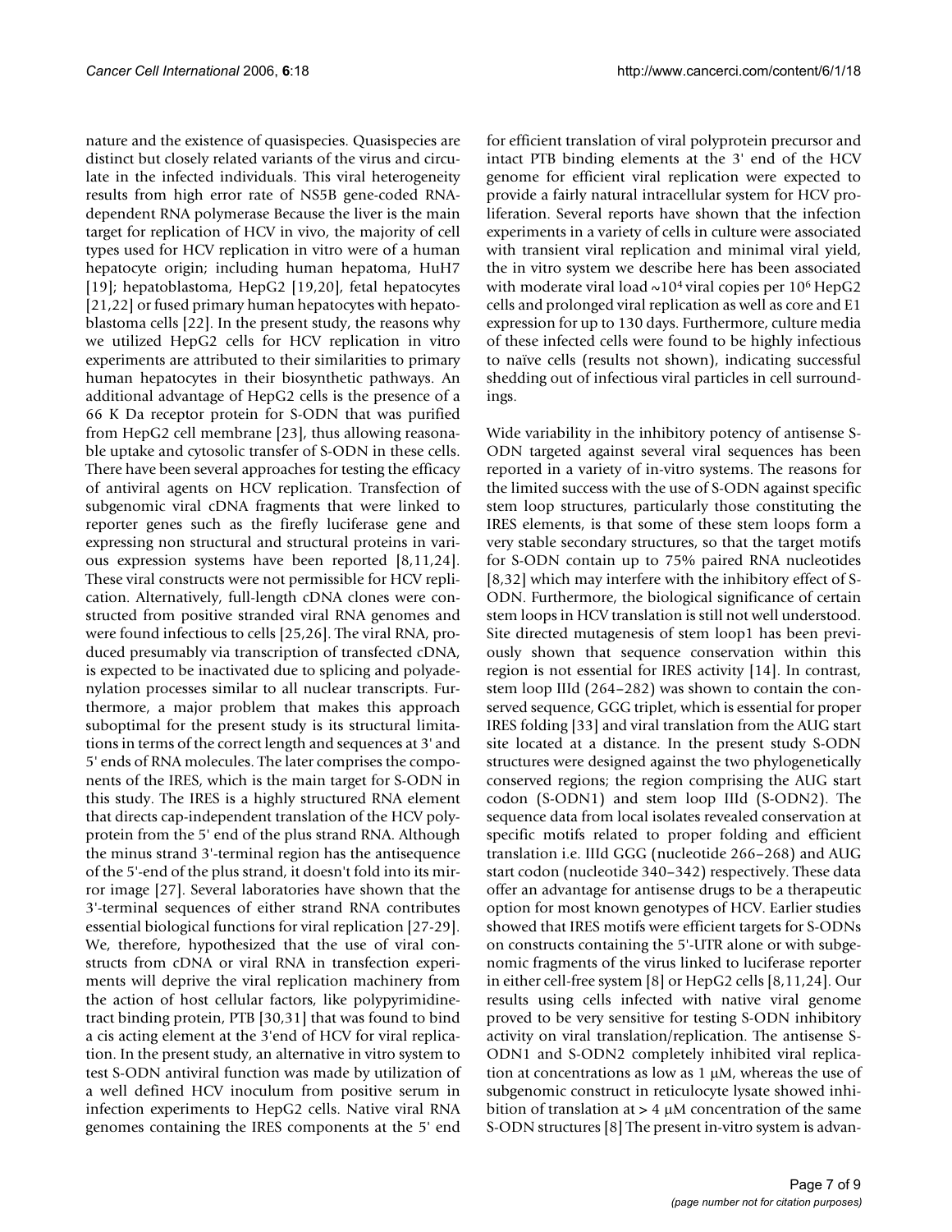nature and the existence of quasispecies. Quasispecies are distinct but closely related variants of the virus and circulate in the infected individuals. This viral heterogeneity results from high error rate of NS5B gene-coded RNA-dependent RNA polymerase Because the liver is the main target for replication of HCV in vivo, the majority of cell types used for HCV replication in vitro were of a human hepatocyte origin; including human hepatoma, HuH7 [19]; hepatoblastoma, HepG2 [19,20], fetal hepatocytes [21,22] or fused primary human hepatocytes with hepatoblastoma cells [22]. In the present study, the reasons why we utilized HepG2 cells for HCV replication in vitro experiments are attributed to their similarities to primary human hepatocytes in their biosynthetic pathways. An additional advantage of HepG2 cells is the presence of a 66 K Da receptor protein for S-ODN that was purified from HepG2 cell membrane [23], thus allowing reasonable uptake and cytosolic transfer of S-ODN in these cells. There have been several approaches for testing the efficacy of antiviral agents on HCV replication. Transfection of subgenomic viral cDNA fragments that were linked to reporter genes such as the firefly luciferase gene and expressing non structural and structural proteins in various expression systems have been reported [8,11,24]. These viral constructs were not permissible for HCV replication. Alternatively, full-length cDNA clones were constructed from positive stranded viral RNA genomes and were found infectious to cells [25,26]. The viral RNA, produced presumably via transcription of transfected cDNA, is expected to be inactivated due to splicing and polyadenylation processes similar to all nuclear transcripts. Furthermore, a major problem that makes this approach suboptimal for the present study is its structural limitations in terms of the correct length and sequences at 3' and 5' ends of RNA molecules. The later comprises the components of the IRES, which is the main target for S-ODN in this study. The IRES is a highly structured RNA element that directs cap-independent translation of the HCV polyprotein from the 5' end of the plus strand RNA. Although the minus strand 3'-terminal region has the antisequence of the 5'-end of the plus strand, it doesn't fold into its mirror image [27]. Several laboratories have shown that the 3'-terminal sequences of either strand RNA contributes essential biological functions for viral replication [27-29]. We, therefore, hypothesized that the use of viral constructs from cDNA or viral RNA in transfection experiments will deprive the viral replication machinery from the action of host cellular factors, like polypyrimidine-tract binding protein, PTB [30,31] that was found to bind a cis acting element at the 3'end of HCV for viral replication. In the present study, an alternative in vitro system to test S-ODN antiviral function was made by utilization of a well defined HCV inoculum from positive serum in infection experiments to HepG2 cells. Native viral RNA genomes containing the IRES components at the 5' end for efficient translation of viral polyprotein precursor and intact PTB binding elements at the 3' end of the HCV genome for efficient viral replication were expected to provide a fairly natural intracellular system for HCV proliferation. Several reports have shown that the infection experiments in a variety of cells in culture were associated with transient viral replication and minimal viral yield, the in vitro system we describe here has been associated with moderate viral load ~$10^4$ viral copies per $10^6$ HepG2 cells and prolonged viral replication as well as core and E1 expression for up to 130 days. Furthermore, culture media of these infected cells were found to be highly infectious to naïve cells (results not shown), indicating successful shedding out of infectious viral particles in cell surroundings.

Wide variability in the inhibitory potency of antisense S-ODN targeted against several viral sequences has been reported in a variety of in-vitro systems. The reasons for the limited success with the use of S-ODN against specific stem loop structures, particularly those constituting the IRES elements, is that some of these stem loops form a very stable secondary structures, so that the target motifs for S-ODN contain up to 75% paired RNA nucleotides [8,32] which may interfere with the inhibitory effect of S-ODN. Furthermore, the biological significance of certain stem loops in HCV translation is still not well understood. Site directed mutagenesis of stem loop1 has been previously shown that sequence conservation within this region is not essential for IRES activity [14]. In contrast, stem loop IIId (264–282) was shown to contain the conserved sequence, GGG triplet, which is essential for proper IRES folding [33] and viral translation from the AUG start site located at a distance. In the present study S-ODN structures were designed against the two phylogenetically conserved regions; the region comprising the AUG start codon (S-ODN1) and stem loop IIId (S-ODN2). The sequence data from local isolates revealed conservation at specific motifs related to proper folding and efficient translation i.e. IIId GGG (nucleotide 266–268) and AUG start codon (nucleotide 340–342) respectively. These data offer an advantage for antisense drugs to be a therapeutic option for most known genotypes of HCV. Earlier studies showed that IRES motifs were efficient targets for S-ODNs on constructs containing the 5'-UTR alone or with subgenomic fragments of the virus linked to luciferase reporter in either cell-free system [8] or HepG2 cells [8,11,24]. Our results using cells infected with native viral genome proved to be very sensitive for testing S-ODN inhibitory activity on viral translation/replication. The antisense S-ODN1 and S-ODN2 completely inhibited viral replication at concentrations as low as 1 μM, whereas the use of subgenomic construct in reticulocyte lysate showed inhibition of translation at > 4 μM concentration of the same S-ODN structures [8] The present in-vitro system is advan-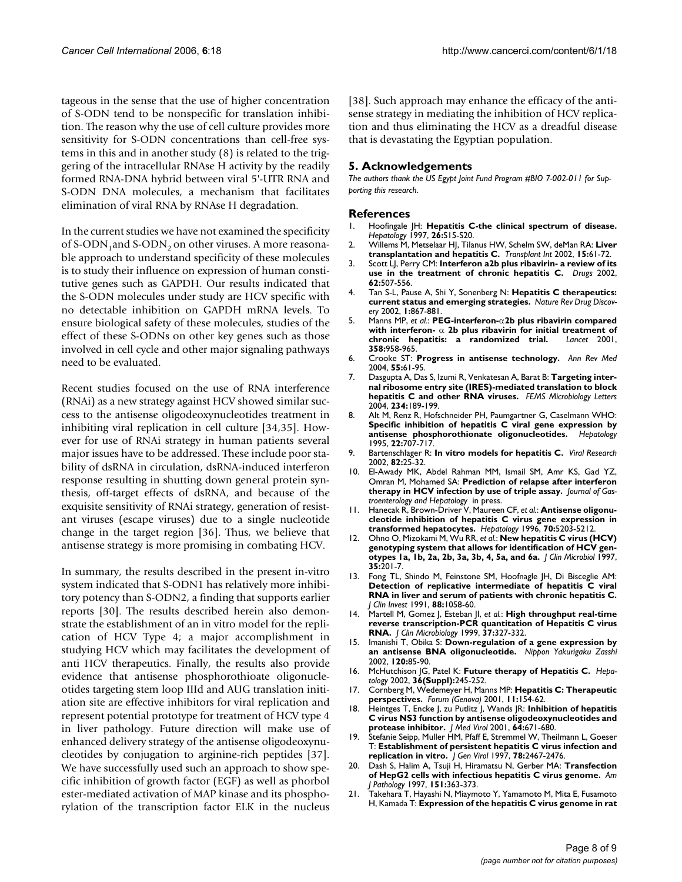tageous in the sense that the use of higher concentration of S-ODN tend to be nonspecific for translation inhibition. The reason why the use of cell culture provides more sensitivity for S-ODN concentrations than cell-free systems in this and in another study (8) is related to the triggering of the intracellular RNAse H activity by the readily formed RNA-DNA hybrid between viral 5'-UTR RNA and S-ODN DNA molecules, a mechanism that facilitates elimination of viral RNA by RNAse H degradation.

In the current studies we have not examined the specificity of $S\text{-}ODN_1$ and $S\text{-}ODN_2$ on other viruses. A more reasonable approach to understand specificity of these molecules is to study their influence on expression of human constitutive genes such as GAPDH. Our results indicated that the S-ODN molecules under study are HCV specific with no detectable inhibition on GAPDH mRNA levels. To ensure biological safety of these molecules, studies of the effect of these S-ODNs on other key genes such as those involved in cell cycle and other major signaling pathways need to be evaluated.

Recent studies focused on the use of RNA interference (RNAi) as a new strategy against HCV showed similar success to the antisense oligodeoxynucleotides treatment in inhibiting viral replication in cell culture [34,35]. However for use of RNAi strategy in human patients several major issues have to be addressed. These include poor stability of dsRNA in circulation, dsRNA-induced interferon response resulting in shutting down general protein synthesis, off-target effects of dsRNA, and because of the exquisite sensitivity of RNAi strategy, generation of resistant viruses (escape viruses) due to a single nucleotide change in the target region [36]. Thus, we believe that antisense strategy is more promising in combating HCV.

In summary, the results described in the present in-vitro system indicated that S-ODN1 has relatively more inhibitory potency than S-ODN2, a finding that supports earlier reports [30]. The results described herein also demonstrate the establishment of an in vitro model for the replication of HCV Type 4; a major accomplishment in studying HCV which may facilitates the development of anti HCV therapeutics. Finally, the results also provide evidence that antisense phosphorothioate oligonucleotides targeting stem loop IIId and AUG translation initiation site are effective inhibitors for viral replication and represent potential prototype for treatment of HCV type 4 in liver pathology. Future direction will make use of enhanced delivery strategy of the antisense oligodeoxynucleotides by conjugation to arginine-rich peptides [37]. We have successfully used such an approach to show specific inhibition of growth factor (EGF) as well as phorbol ester-mediated activation of MAP kinase and its phosphorylation of the transcription factor ELK in the nucleus [38]. Such approach may enhance the efficacy of the antisense strategy in mediating the inhibition of HCV replication and thus eliminating the HCV as a dreadful disease that is devastating the Egyptian population.

## 5. Acknowledgements

*The authors thank the US Egypt Joint Fund Program #BIO 7-002-011 for Supporting this research.*

## References

1. Hoofingale JH: **Hepatitis C-the clinical spectrum of disease.** *Hepatology* 1997, **26:**S15-S20.
2. Willems M, Metselaar HJ, Tilanus HW, Schelm SW, deMan RA: **Liver transplantation and hepatitis C.** *Transplant Int* 2002, **15:**61-72.
3. Scott LJ, Perry CM: **Interferon a2b plus ribavirin- a review of its use in the treatment of chronic hepatitis C.** *Drugs* 2002, **62:**507-556.
4. Tan S-L, Pause A, Shi Y, Sonenberg N: **Hepatitis C therapeutics: current status and emerging strategies.** *Nature Rev Drug Discovery* 2002, **1:**867-881.
5. Manns MP, *et al.*: **PEG-interferon-α2b plus ribavirin compared with interferon- α 2b plus ribavirin for initial treatment of chronic hepatitis: a randomized trial.** *Lancet* 2001, **358:**958-965.
6. Crooke ST: **Progress in antisense technology.** *Ann Rev Med* 2004, **55:**61-95.
7. Dasgupta A, Das S, Izumi R, Venkatesan A, Barat B: **Targeting internal ribosome entry site (IRES)-mediated translation to block hepatitis C and other RNA viruses.** *FEMS Microbiology Letters* 2004, **234:**189-199.
8. Alt M, Renz R, Hofschneider PH, Paumgartner G, Caselmann WHO: **Specific inhibition of hepatitis C viral gene expression by antisense phosphorothionate oligonucleotides.** *Hepatology* 1995, **22:**707-717.
9. Bartenschlager R: **In vitro models for hepatitis C.** *Viral Research* 2002, **82:**25-32.
10. El-Awady MK, Abdel Rahman MM, Ismail SM, Amr KS, Gad YZ, Omran M, Mohamed SA: **Prediction of relapse after interferon therapy in HCV infection by use of triple assay.** *Journal of Gastroenterology and Hepatology* in press.
11. Hanecak R, Brown-Driver V, Maureen CF, *et al.*: **Antisense oligonucleotide inhibition of hepatitis C virus gene expression in transformed hepatocytes.** *Hepatology* 1996, **70:**5203-5212.
12. Ohno O, Mizokami M, Wu RR, *et al.*: **New hepatitis C virus (HCV) genotyping system that allows for identification of HCV genotypes 1a, 1b, 2a, 2b, 3a, 3b, 4, 5a, and 6a.** *J Clin Microbiol* 1997, **35:**201-7.
13. Fong TL, Shindo M, Feinstone SM, Hoofnagle JH, Di Bisceglie AM: **Detection of replicative intermediate of hepatitis C viral RNA in liver and serum of patients with chronic hepatitis C.** *J Clin Invest* 1991, **88:**1058-60.
14. Martell M, Gomez J, Esteban JI, *et al.*: **High throughput real-time reverse transcription-PCR quantitation of Hepatitis C virus RNA.** *J Clin Microbiology* 1999, **37:**327-332.
15. Imanishi T, Obika S: **Down-regulation of a gene expression by an antisense BNA oligonucleotide.** *Nippon Yakurigaku Zasshi* 2002, **120:**85-90.
16. McHutchison JG, Patel K: **Future therapy of Hepatitis C.** *Hepatology* 2002, **36(Suppl):**245-252.
17. Cornberg M, Wedemeyer H, Manns MP: **Hepatitis C: Therapeutic perspectives.** *Forum (Genova)* 2001, **11:**154-62.
18. Heintges T, Encke J, zu Putlitz J, Wands JR: **Inhibition of hepatitis C virus NS3 function by antisense oligodeoxynucleotides and protease inhibitor.** *J Med Virol* 2001, **64:**671-680.
19. Stefanie Seipp, Muller HM, Pfaff E, Stremmel W, Theilmann L, Goeser T: **Establishment of persistent hepatitis C virus infection and replication in vitro.** *J Gen Virol* 1997, **78:**2467-2476.
20. Dash S, Halim A, Tsuji H, Hiramatsu N, Gerber MA: **Transfection of HepG2 cells with infectious hepatitis C virus genome.** *Am J Pathology* 1997, **151:**363-373.
21. Takehara T, Hayashi N, Miaymoto Y, Yamamoto M, Mita E, Fusamoto H, Kamada T: **Expression of the hepatitis C virus genome in rat**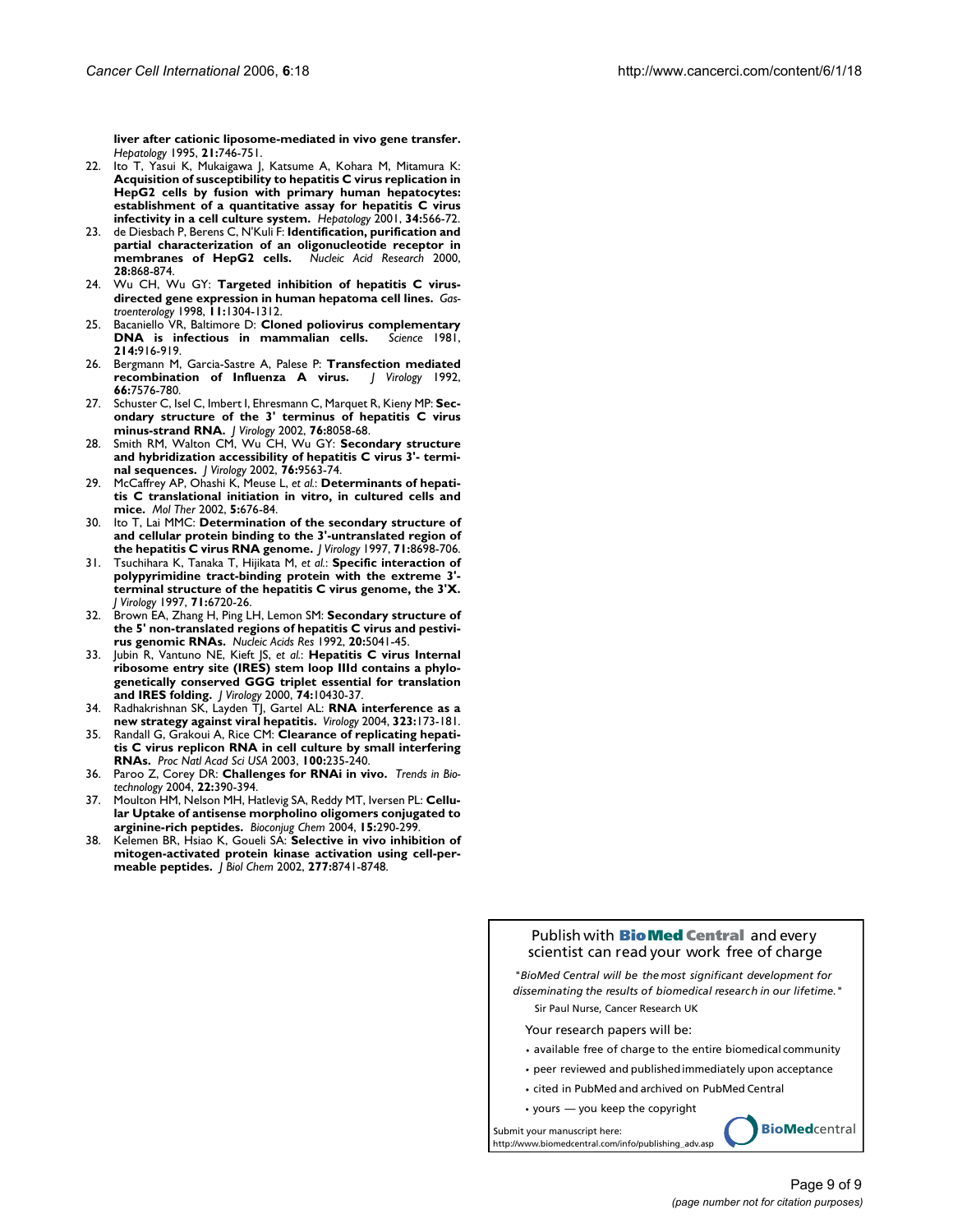**liver after cationic liposome-mediated in vivo gene transfer.** *Hepatology* 1995, **21:**746-751.

22. Ito T, Yasui K, Mukaigawa J, Katsume A, Kohara M, Mitamura K: **Acquisition of susceptibility to hepatitis C virus replication in HepG2 cells by fusion with primary human hepatocytes: establishment of a quantitative assay for hepatitis C virus infectivity in a cell culture system.** *Hepatology* 2001, **34:**566-72.
23. de Diesbach P, Berens C, N'Kuli F: **Identification, purification and partial characterization of an oligonucleotide receptor in membranes of HepG2 cells.** *Nucleic Acid Research* 2000, **28:**868-874.
24. Wu CH, Wu GY: **Targeted inhibition of hepatitis C virus-directed gene expression in human hepatoma cell lines.** *Gastroenterology* 1998, **11:**1304-1312.
25. Bacaniello VR, Baltimore D: **Cloned poliovirus complementary DNA is infectious in mammalian cells.** *Science* 1981, **214:**916-919.
26. Bergmann M, Garcia-Sastre A, Palese P: **Transfection mediated recombination of Influenza A virus.** *J Virology* 1992, **66:**7576-780.
27. Schuster C, Isel C, Imbert I, Ehresmann C, Marquet R, Kieny MP: **Secondary structure of the 3' terminus of hepatitis C virus minus-strand RNA.** *J Virology* 2002, **76:**8058-68.
28. Smith RM, Walton CM, Wu CH, Wu GY: **Secondary structure and hybridization accessibility of hepatitis C virus 3'- terminal sequences.** *J Virology* 2002, **76:**9563-74.
29. McCaffrey AP, Ohashi K, Meuse L, *et al.*: **Determinants of hepatitis C translational initiation in vitro, in cultured cells and mice.** *Mol Ther* 2002, **5:**676-84.
30. Ito T, Lai MMC: **Determination of the secondary structure of and cellular protein binding to the 3'-untranslated region of the hepatitis C virus RNA genome.** *J Virology* 1997, **71:**8698-706.
31. Tsuchihara K, Tanaka T, Hijikata M, *et al.*: **Specific interaction of polypyrimidine tract-binding protein with the extreme 3'-terminal structure of the hepatitis C virus genome, the 3'X.** *J Virology* 1997, **71:**6720-26.
32. Brown EA, Zhang H, Ping LH, Lemon SM: **Secondary structure of the 5' non-translated regions of hepatitis C virus and pestivirus genomic RNAs.** *Nucleic Acids Res* 1992, **20:**5041-45.
33. Jubin R, Vantuno NE, Kieft JS, *et al.*: **Hepatitis C virus Internal ribosome entry site (IRES) stem loop IIId contains a phylogenetically conserved GGG triplet essential for translation and IRES folding.** *J Virology* 2000, **74:**10430-37.
34. Radhakrishnan SK, Layden TJ, Gartel AL: **RNA interference as a new strategy against viral hepatitis.** *Virology* 2004, **323:**173-181.
35. Randall G, Grakoui A, Rice CM: **Clearance of replicating hepatitis C virus replicon RNA in cell culture by small interfering RNAs.** *Proc Natl Acad Sci USA* 2003, **100:**235-240.
36. Paroo Z, Corey DR: **Challenges for RNAi in vivo.** *Trends in Biotechnology* 2004, **22:**390-394.
37. Moulton HM, Nelson MH, Hatlevig SA, Reddy MT, Iversen PL: **Cellular Uptake of antisense morpholino oligomers conjugated to arginine-rich peptides.** *Bioconjug Chem* 2004, **15:**290-299.
38. Kelemen BR, Hsiao K, Goueli SA: **Selective in vivo inhibition of mitogen-activated protein kinase activation using cell-permeable peptides.** *J Biol Chem* 2002, **277:**8741-8748.

Publish with **BioMed Central** and every scientist can read your work free of charge

*"BioMed Central will be the most significant development for disseminating the results of biomedical research in our lifetime."*
Sir Paul Nurse, Cancer Research UK

Your research papers will be:

- available free of charge to the entire biomedical community
- peer reviewed and published immediately upon acceptance
- cited in PubMed and archived on PubMed Central
- yours — you keep the copyright

Submit your manuscript here:
http://www.biomedcentral.com/info/publishing_adv.asp

**BioMed**central